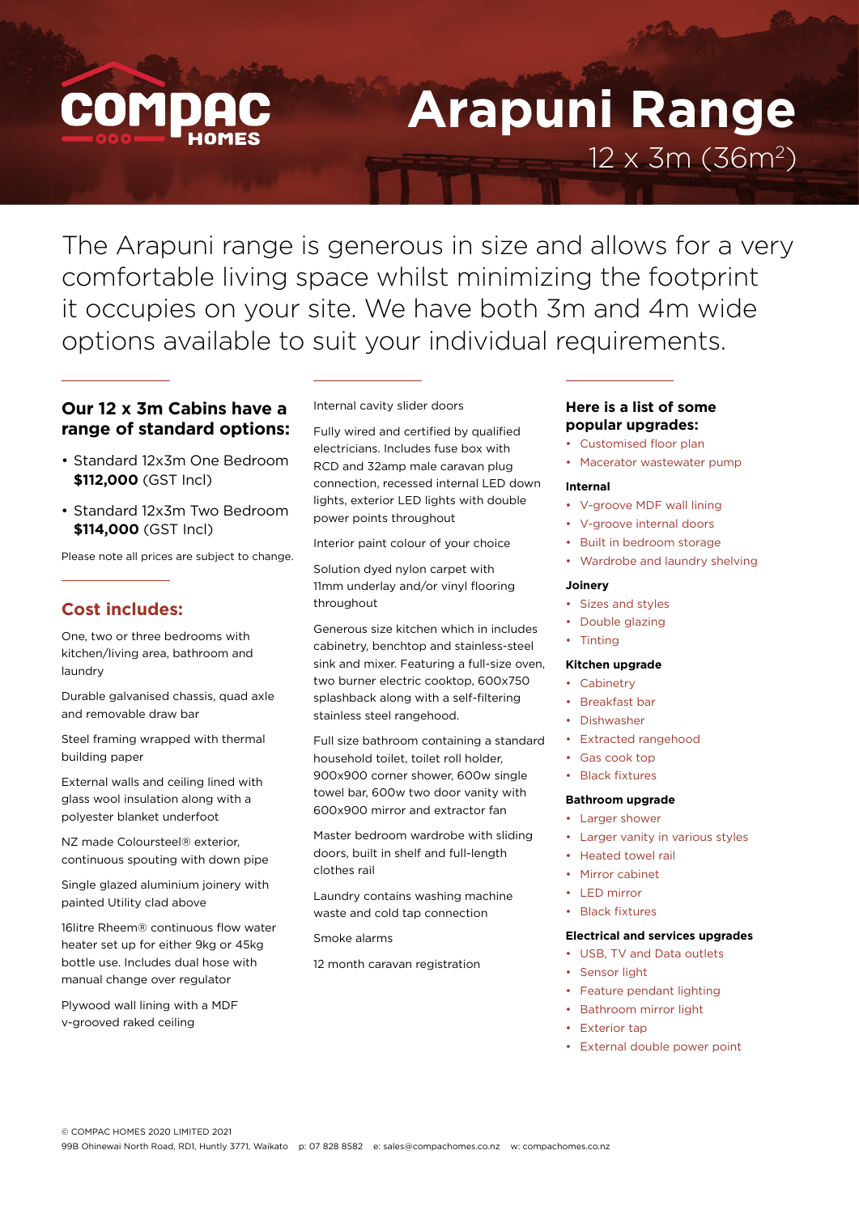COMPAC HOMES

# Arapuni Range

12 x 3m (36m$^2$)

The Arapuni range is generous in size and allows for a very comfortable living space whilst minimizing the footprint it occupies on your site. We have both 3m and 4m wide options available to suit your individual requirements.

## Our 12 x 3m Cabins have a range of standard options:

- Standard 12x3m One Bedroom **$112,000** (GST Incl)
- Standard 12x3m Two Bedroom **$114,000** (GST Incl)

Please note all prices are subject to change.

## Cost includes:

One, two or three bedrooms with kitchen/living area, bathroom and laundry

Durable galvanised chassis, quad axle and removable draw bar

Steel framing wrapped with thermal building paper

External walls and ceiling lined with glass wool insulation along with a polyester blanket underfoot

NZ made Coloursteel® exterior, continuous spouting with down pipe

Single glazed aluminium joinery with painted Utility clad above

16litre Rheem® continuous flow water heater set up for either 9kg or 45kg bottle use. Includes dual hose with manual change over regulator

Plywood wall lining with a MDF v-grooved raked ceiling

Internal cavity slider doors

Fully wired and certified by qualified electricians. Includes fuse box with RCD and 32amp male caravan plug connection, recessed internal LED down lights, exterior LED lights with double power points throughout

Interior paint colour of your choice

Solution dyed nylon carpet with 11mm underlay and/or vinyl flooring throughout

Generous size kitchen which in includes cabinetry, benchtop and stainless-steel sink and mixer. Featuring a full-size oven, two burner electric cooktop, 600x750 splashback along with a self-filtering stainless steel rangehood.

Full size bathroom containing a standard household toilet, toilet roll holder, 900x900 corner shower, 600w single towel bar, 600w two door vanity with 600x900 mirror and extractor fan

Master bedroom wardrobe with sliding doors, built in shelf and full-length clothes rail

Laundry contains washing machine waste and cold tap connection

Smoke alarms

12 month caravan registration

## Here is a list of some popular upgrades:

- Customised floor plan
- Macerator wastewater pump

### Internal

- V-groove MDF wall lining
- V-groove internal doors
- Built in bedroom storage
- Wardrobe and laundry shelving

### Joinery

- Sizes and styles
- Double glazing
- Tinting

### Kitchen upgrade

- Cabinetry
- Breakfast bar
- Dishwasher
- Extracted rangehood
- Gas cook top
- Black fixtures

### Bathroom upgrade

- Larger shower
- Larger vanity in various styles
- Heated towel rail
- Mirror cabinet
- LED mirror
- Black fixtures

### Electrical and services upgrades

- USB, TV and Data outlets
- Sensor light
- Feature pendant lighting
- Bathroom mirror light
- Exterior tap
- External double power point

© COMPAC HOMES 2020 LIMITED 2021
99B Ohinewai North Road, RD1, Huntly 3771, Waikato p: 07 828 8582 e: sales@compachomes.co.nz w: compachomes.co.nz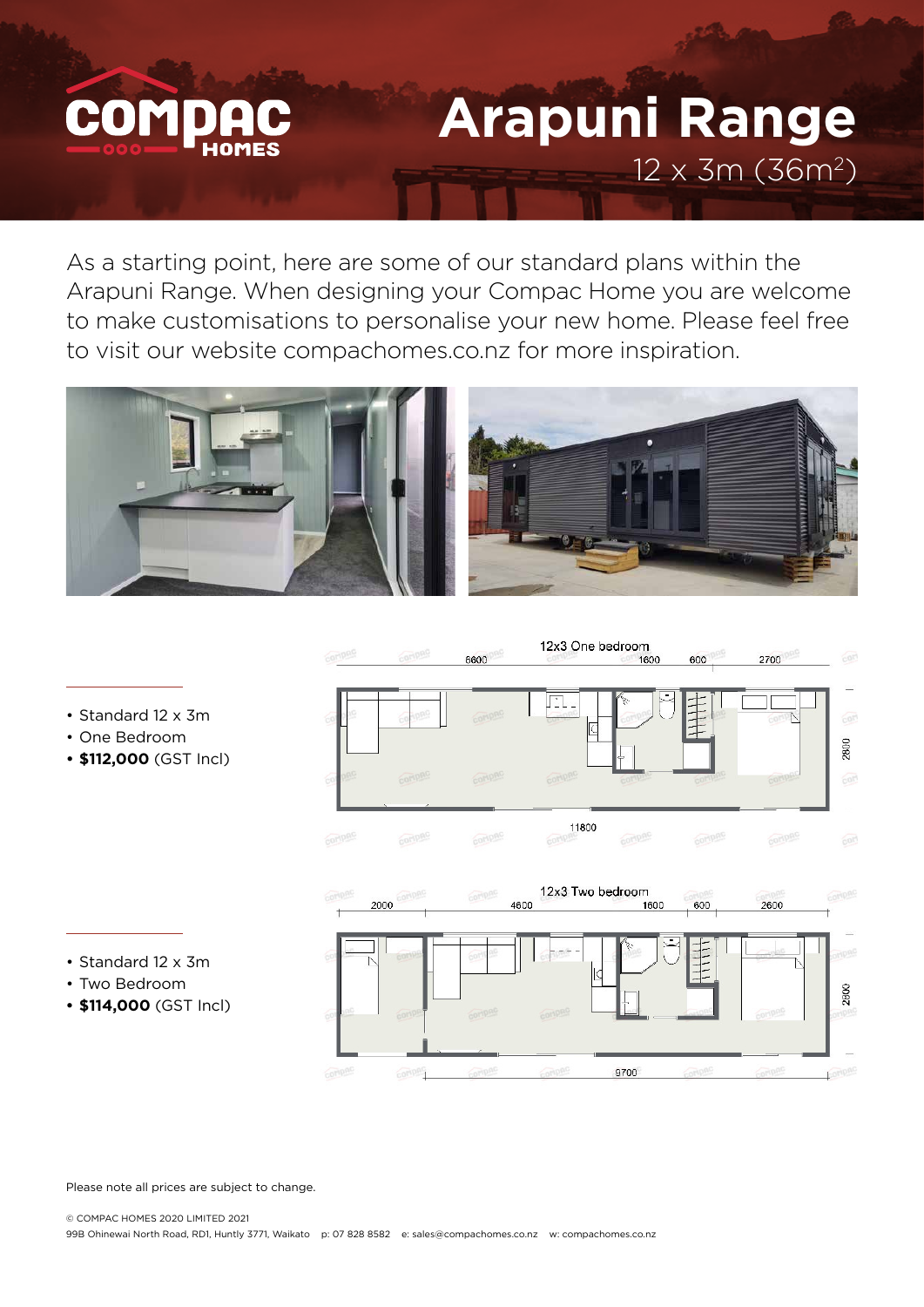# Arapuni Range

12 x 3m (36m²)

As a starting point, here are some of our standard plans within the Arapuni Range. When designing your Compac Home you are welcome to make customisations to personalise your new home. Please feel free to visit our website compachomes.co.nz for more inspiration.

12x3 One bedroom

6600 1600 600 2700

11800

2800

- Standard 12 x 3m
- One Bedroom
- **$112,000** (GST Incl)

12x3 Two bedroom

2000 4600 1600 600 2600

9700

2800

- Standard 12 x 3m
- Two Bedroom
- **$114,000** (GST Incl)

Please note all prices are subject to change.

© COMPAC HOMES 2020 LIMITED 2021

99B Ohinewai North Road, RD1, Huntly 3771, Waikato p: 07 828 8582 e: sales@compachomes.co.nz w: compachomes.co.nz